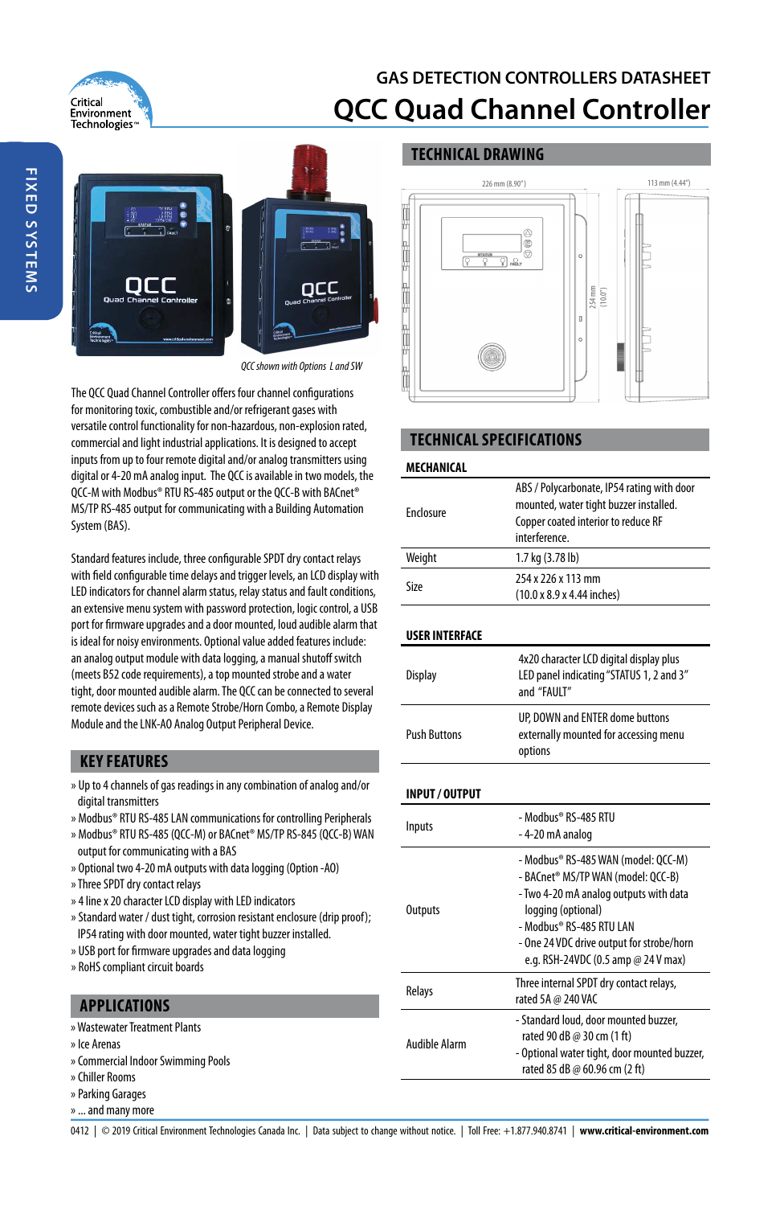# GAS DETECTION CONTROLLERS DATASHEET

# QCC Quad Channel Controller

FIXED SYSTEMS

*QCC shown with Options L and SW*

The QCC Quad Channel Controller offers four channel configurations for monitoring toxic, combustible and/or refrigerant gases with versatile control functionality for non-hazardous, non-explosion rated, commercial and light industrial applications. It is designed to accept inputs from up to four remote digital and/or analog transmitters using digital or 4-20 mA analog input. The QCC is available in two models, the QCC-M with Modbus® RTU RS-485 output or the QCC-B with BACnet® MS/TP RS-485 output for communicating with a Building Automation System (BAS).

Standard features include, three configurable SPDT dry contact relays with field configurable time delays and trigger levels, an LCD display with LED indicators for channel alarm status, relay status and fault conditions, an extensive menu system with password protection, logic control, a USB port for firmware upgrades and a door mounted, loud audible alarm that is ideal for noisy environments. Optional value added features include: an analog output module with data logging, a manual shutoff switch (meets B52 code requirements), a top mounted strobe and a water tight, door mounted audible alarm. The QCC can be connected to several remote devices such as a Remote Strobe/Horn Combo, a Remote Display Module and the LNK-AO Analog Output Peripheral Device.

## KEY FEATURES

» Up to 4 channels of gas readings in any combination of analog and/or digital transmitters
» Modbus® RTU RS-485 LAN communications for controlling Peripherals
» Modbus® RTU RS-485 (QCC-M) or BACnet® MS/TP RS-845 (QCC-B) WAN output for communicating with a BAS
» Optional two 4-20 mA outputs with data logging (Option -AO)
» Three SPDT dry contact relays
» 4 line x 20 character LCD display with LED indicators
» Standard water / dust tight, corrosion resistant enclosure (drip proof); IP54 rating with door mounted, water tight buzzer installed.
» USB port for firmware upgrades and data logging
» RoHS compliant circuit boards

## APPLICATIONS

» Wastewater Treatment Plants
» Ice Arenas
» Commercial Indoor Swimming Pools
» Chiller Rooms
» Parking Garages
» ... and many more

## TECHNICAL DRAWING

226 mm (8.90") — 113 mm (4.44") — 254 mm (10.0")

## TECHNICAL SPECIFICATIONS

### MECHANICAL

| | |
|---|---|
| Enclosure | ABS / Polycarbonate, IP54 rating with door mounted, water tight buzzer installed. Copper coated interior to reduce RF interference. |
| Weight | 1.7 kg (3.78 lb) |
| Size | 254 x 226 x 113 mm (10.0 x 8.9 x 4.44 inches) |

### USER INTERFACE

| | |
|---|---|
| Display | 4x20 character LCD digital display plus LED panel indicating "STATUS 1, 2 and 3" and "FAULT" |
| Push Buttons | UP, DOWN and ENTER dome buttons externally mounted for accessing menu options |

### INPUT / OUTPUT

| | |
|---|---|
| Inputs | - Modbus® RS-485 RTU<br>- 4-20 mA analog |
| Outputs | - Modbus® RS-485 WAN (model: QCC-M)<br>- BACnet® MS/TP WAN (model: QCC-B)<br>- Two 4-20 mA analog outputs with data logging (optional)<br>- Modbus® RS-485 RTU LAN<br>- One 24 VDC drive output for strobe/horn e.g. RSH-24VDC (0.5 amp @ 24 V max) |
| Relays | Three internal SPDT dry contact relays, rated 5A @ 240 VAC |
| Audible Alarm | - Standard loud, door mounted buzzer, rated 90 dB @ 30 cm (1 ft)<br>- Optional water tight, door mounted buzzer, rated 85 dB @ 60.96 cm (2 ft) |

0412 | © 2019 Critical Environment Technologies Canada Inc. | Data subject to change without notice. | Toll Free: +1.877.940.8741 | **www.critical-environment.com**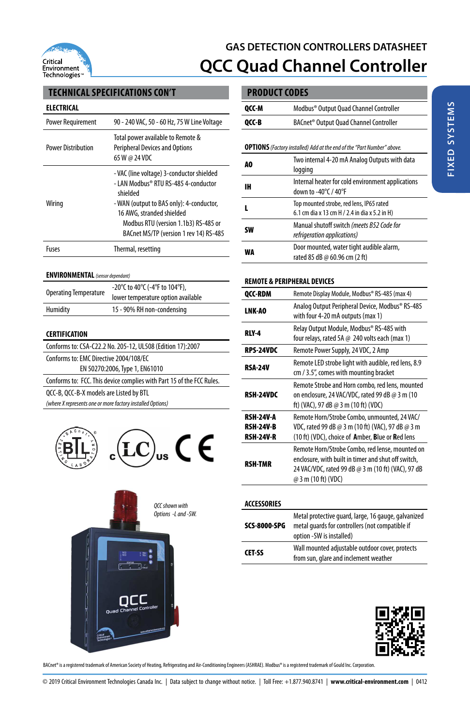# GAS DETECTION CONTROLLERS DATASHEET

# QCC Quad Channel Controller

FIXED SYSTEMS

## TECHNICAL SPECIFICATIONS CON'T

### ELECTRICAL

| | |
|---|---|
| Power Requirement | 90 - 240 VAC, 50 - 60 Hz, 75 W Line Voltage |
| Power Distribution | Total power available to Remote & Peripheral Devices and Options 65 W @ 24 VDC |
| Wiring | - VAC (line voltage) 3-conductor shielded<br>- LAN Modbus® RTU RS-485 4-conductor shielded<br>- WAN (output to BAS only): 4-conductor, 16 AWG, stranded shielded<br>Modbus RTU (version 1.1b3) RS-485 or BACnet MS/TP (version 1 rev 14) RS-485 |
| Fuses | Thermal, resetting |

### ENVIRONMENTAL *(sensor dependant)*

| | |
|---|---|
| Operating Temperature | -20°C to 40°C (-4°F to 104°F), lower temperature option available |
| Humidity | 15 - 90% RH non-condensing |

### CERTIFICATION

Conforms to: CSA-C22.2 No. 205-12, UL508 (Edition 17):2007

Conforms to: EMC Directive 2004/108/EC
EN 50270:2006, Type 1, EN61010

Conforms to: FCC. This device complies with Part 15 of the FCC Rules.

QCC-B, QCC-B-X models are Listed by BTL

*(where X represents one or more factory installed Options)*

*QCC shown with Options -L and -SW.*

## PRODUCT CODES

| | |
|---|---|
| QCC-M | Modbus® Output Quad Channel Controller |
| QCC-B | BACnet® Output Quad Channel Controller |

**OPTIONS** *(Factory installed) Add at the end of the "Part Number" above.*

| | |
|---|---|
| AO | Two internal 4-20 mA Analog Outputs with data logging |
| IH | Internal heater for cold environment applications down to -40°C / 40°F |
| L | Top mounted strobe, red lens, IP65 rated 6.1 cm dia x 13 cm H / 2.4 in dia x 5.2 in H) |
| SW | Manual shutoff switch *(meets B52 Code for refrigeration applications)* |
| WA | Door mounted, water tight audible alarm, rated 85 dB @ 60.96 cm (2 ft) |

### REMOTE & PERIPHERAL DEVICES

| | |
|---|---|
| QCC-RDM | Remote Display Module, Modbus® RS-485 (max 4) |
| LNK-AO | Analog Output Peripheral Device, Modbus® RS-485 with four 4-20 mA outputs (max 1) |
| RLY-4 | Relay Output Module, Modbus® RS-485 with four relays, rated 5A @ 240 volts each (max 1) |
| RPS-24VDC | Remote Power Supply, 24 VDC, 2 Amp |
| RSA-24V | Remote LED strobe light with audible, red lens, 8.9 cm / 3.5", comes with mounting bracket |
| RSH-24VDC | Remote Strobe and Horn combo, red lens, mounted on enclosure, 24 VAC/VDC, rated 99 dB @ 3 m (10 ft) (VAC), 97 dB @ 3 m (10 ft) (VDC) |
| RSH-24V-A<br>RSH-24V-B<br>RSH-24V-R | Remote Horn/Strobe Combo, unmounted, 24 VAC/VDC, rated 99 dB @ 3 m (10 ft) (VAC), 97 dB @ 3 m (10 ft) (VDC), choice of **A**mber, **B**lue or **R**ed lens |
| RSH-TMR | Remote Horn/Strobe Combo, red lense, mounted on enclosure, with built in timer and shut off switch, 24 VAC/VDC, rated 99 dB @ 3 m (10 ft) (VAC), 97 dB @ 3 m (10 ft) (VDC) |

### ACCESSORIES

| | |
|---|---|
| SCS-8000-SPG | Metal protective guard, large, 16 gauge, galvanized metal guards for controllers (not compatible if option -SW is installed) |
| CET-SS | Wall mounted adjustable outdoor cover, protects from sun, glare and inclement weather |

BACnet® is a registered trademark of American Society of Heating, Refrigerating and Air-Conditioning Engineers (ASHRAE). Modbus® is a registered trademark of Gould Inc. Corporation.

© 2019 Critical Environment Technologies Canada Inc. | Data subject to change without notice. | Toll Free: +1.877.940.8741 | **www.critical-environment.com** | 0412